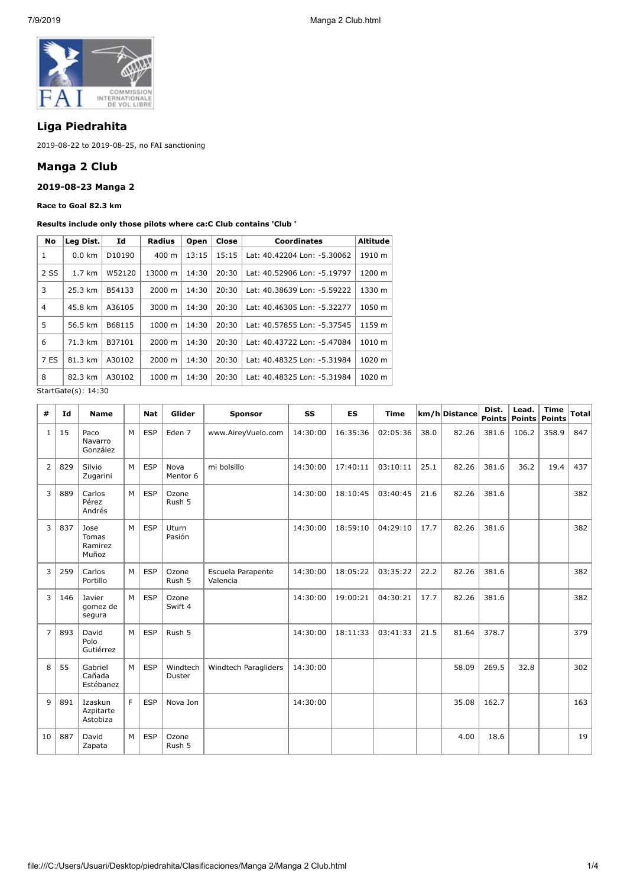## Liga Piedrahita

2019-08-22 to 2019-08-25, no FAI sanctioning

## Manga 2 Club

### 2019-08-23 Manga 2

**Race to Goal 82.3 km**

**Results include only those pilots where ca:C Club contains 'Club '**

| No | Leg Dist. | Id | Radius | Open | Close | Coordinates | Altitude |
|---|---|---|---|---|---|---|---|
| 1 | 0.0 km | D10190 | 400 m | 13:15 | 15:15 | Lat: 40.42204 Lon: -5.30062 | 1910 m |
| 2 SS | 1.7 km | W52120 | 13000 m | 14:30 | 20:30 | Lat: 40.52906 Lon: -5.19797 | 1200 m |
| 3 | 25.3 km | B54133 | 2000 m | 14:30 | 20:30 | Lat: 40.38639 Lon: -5.59222 | 1330 m |
| 4 | 45.8 km | A36105 | 3000 m | 14:30 | 20:30 | Lat: 40.46305 Lon: -5.32277 | 1050 m |
| 5 | 56.5 km | B68115 | 1000 m | 14:30 | 20:30 | Lat: 40.57855 Lon: -5.37545 | 1159 m |
| 6 | 71.3 km | B37101 | 2000 m | 14:30 | 20:30 | Lat: 40.43722 Lon: -5.47084 | 1010 m |
| 7 ES | 81.3 km | A30102 | 2000 m | 14:30 | 20:30 | Lat: 40.48325 Lon: -5.31984 | 1020 m |
| 8 | 82.3 km | A30102 | 1000 m | 14:30 | 20:30 | Lat: 40.48325 Lon: -5.31984 | 1020 m |

StartGate(s): 14:30

| # | Id | Name | | Nat | Glider | Sponsor | SS | ES | Time | km/h | Distance | Dist. Points | Lead. Points | Time Points | Total |
|---|---|---|---|---|---|---|---|---|---|---|---|---|---|---|---|
| 1 | 15 | Paco Navarro González | M | ESP | Eden 7 | www.AireyVuelo.com | 14:30:00 | 16:35:36 | 02:05:36 | 38.0 | 82.26 | 381.6 | 106.2 | 358.9 | 847 |
| 2 | 829 | Silvio Zugarini | M | ESP | Nova Mentor 6 | mi bolsillo | 14:30:00 | 17:40:11 | 03:10:11 | 25.1 | 82.26 | 381.6 | 36.2 | 19.4 | 437 |
| 3 | 889 | Carlos Pérez Andrés | M | ESP | Ozone Rush 5 | | 14:30:00 | 18:10:45 | 03:40:45 | 21.6 | 82.26 | 381.6 | | | 382 |
| 3 | 837 | Jose Tomas Ramirez Muñoz | M | ESP | Uturn Pasión | | 14:30:00 | 18:59:10 | 04:29:10 | 17.7 | 82.26 | 381.6 | | | 382 |
| 3 | 259 | Carlos Portillo | M | ESP | Ozone Rush 5 | Escuela Parapente Valencia | 14:30:00 | 18:05:22 | 03:35:22 | 22.2 | 82.26 | 381.6 | | | 382 |
| 3 | 146 | Javier gomez de segura | M | ESP | Ozone Swift 4 | | 14:30:00 | 19:00:21 | 04:30:21 | 17.7 | 82.26 | 381.6 | | | 382 |
| 7 | 893 | David Polo Gutiérrez | M | ESP | Rush 5 | | 14:30:00 | 18:11:33 | 03:41:33 | 21.5 | 81.64 | 378.7 | | | 379 |
| 8 | 55 | Gabriel Cañada Estébanez | M | ESP | Windtech Duster | Windtech Paragliders | 14:30:00 | | | | 58.09 | 269.5 | 32.8 | | 302 |
| 9 | 891 | Izaskun Azpitarte Astobiza | F | ESP | Nova Ion | | 14:30:00 | | | | 35.08 | 162.7 | | | 163 |
| 10 | 887 | David Zapata | M | ESP | Ozone Rush 5 | | | | | | 4.00 | 18.6 | | | 19 |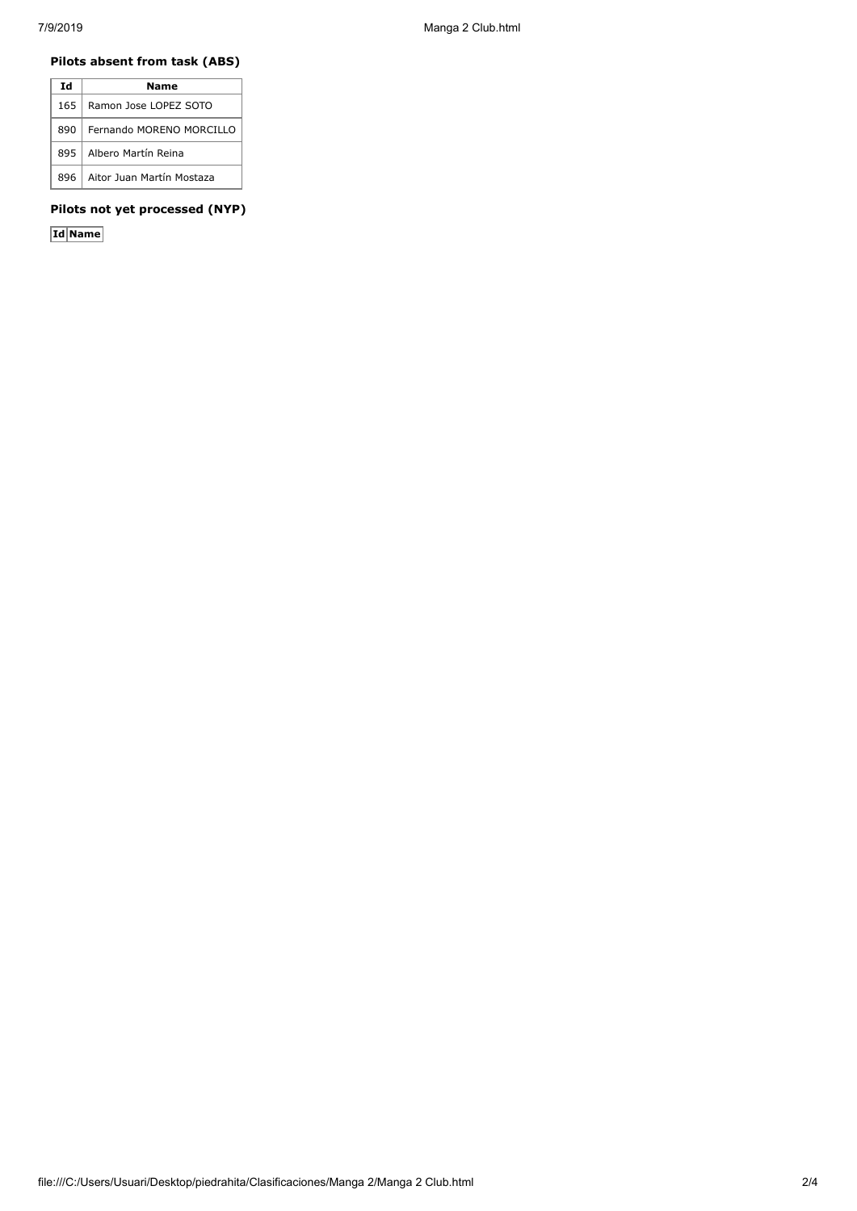#### Pilots absent from task (ABS)

| Id | Name |
|---|---|
| 165 | Ramon Jose LOPEZ SOTO |
| 890 | Fernando MORENO MORCILLO |
| 895 | Albero Martín Reina |
| 896 | Aitor Juan Martín Mostaza |

#### Pilots not yet processed (NYP)

| Id | Name |
|---|---|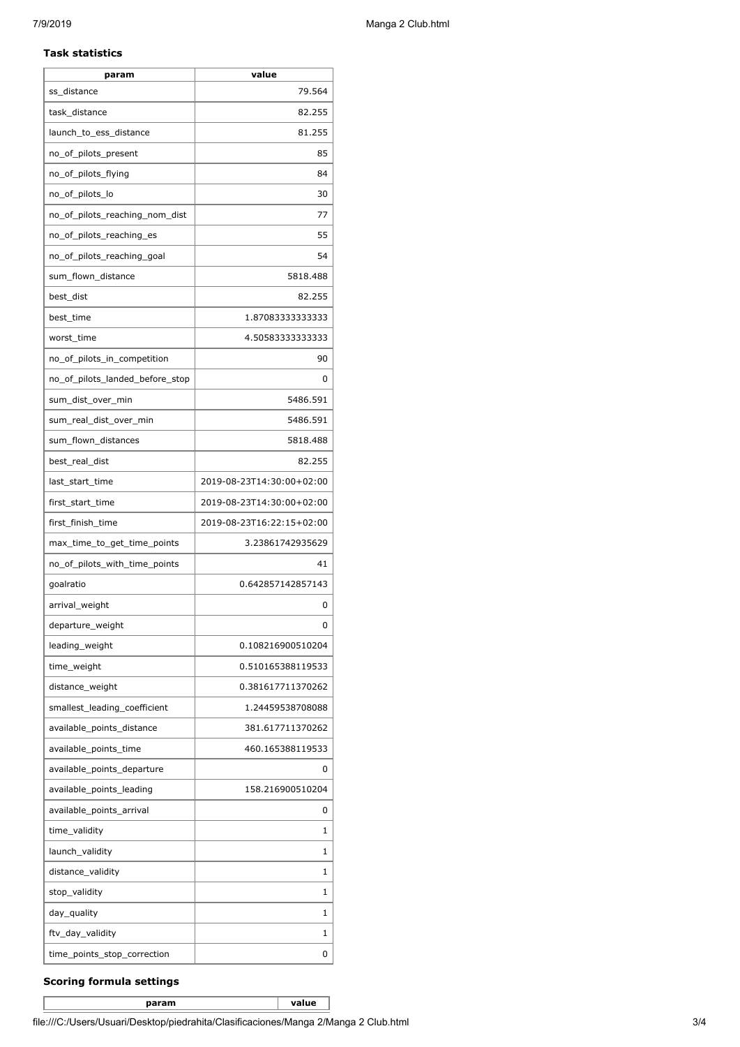### Task statistics

| param | value |
|---|---|
| ss_distance | 79.564 |
| task_distance | 82.255 |
| launch_to_ess_distance | 81.255 |
| no_of_pilots_present | 85 |
| no_of_pilots_flying | 84 |
| no_of_pilots_lo | 30 |
| no_of_pilots_reaching_nom_dist | 77 |
| no_of_pilots_reaching_es | 55 |
| no_of_pilots_reaching_goal | 54 |
| sum_flown_distance | 5818.488 |
| best_dist | 82.255 |
| best_time | 1.87083333333333 |
| worst_time | 4.50583333333333 |
| no_of_pilots_in_competition | 90 |
| no_of_pilots_landed_before_stop | 0 |
| sum_dist_over_min | 5486.591 |
| sum_real_dist_over_min | 5486.591 |
| sum_flown_distances | 5818.488 |
| best_real_dist | 82.255 |
| last_start_time | 2019-08-23T14:30:00+02:00 |
| first_start_time | 2019-08-23T14:30:00+02:00 |
| first_finish_time | 2019-08-23T16:22:15+02:00 |
| max_time_to_get_time_points | 3.23861742935629 |
| no_of_pilots_with_time_points | 41 |
| goalratio | 0.642857142857143 |
| arrival_weight | 0 |
| departure_weight | 0 |
| leading_weight | 0.108216900510204 |
| time_weight | 0.510165388119533 |
| distance_weight | 0.381617711370262 |
| smallest_leading_coefficient | 1.24459538708088 |
| available_points_distance | 381.617711370262 |
| available_points_time | 460.165388119533 |
| available_points_departure | 0 |
| available_points_leading | 158.216900510204 |
| available_points_arrival | 0 |
| time_validity | 1 |
| launch_validity | 1 |
| distance_validity | 1 |
| stop_validity | 1 |
| day_quality | 1 |
| ftv_day_validity | 1 |
| time_points_stop_correction | 0 |

### Scoring formula settings

| param | value |
|---|---|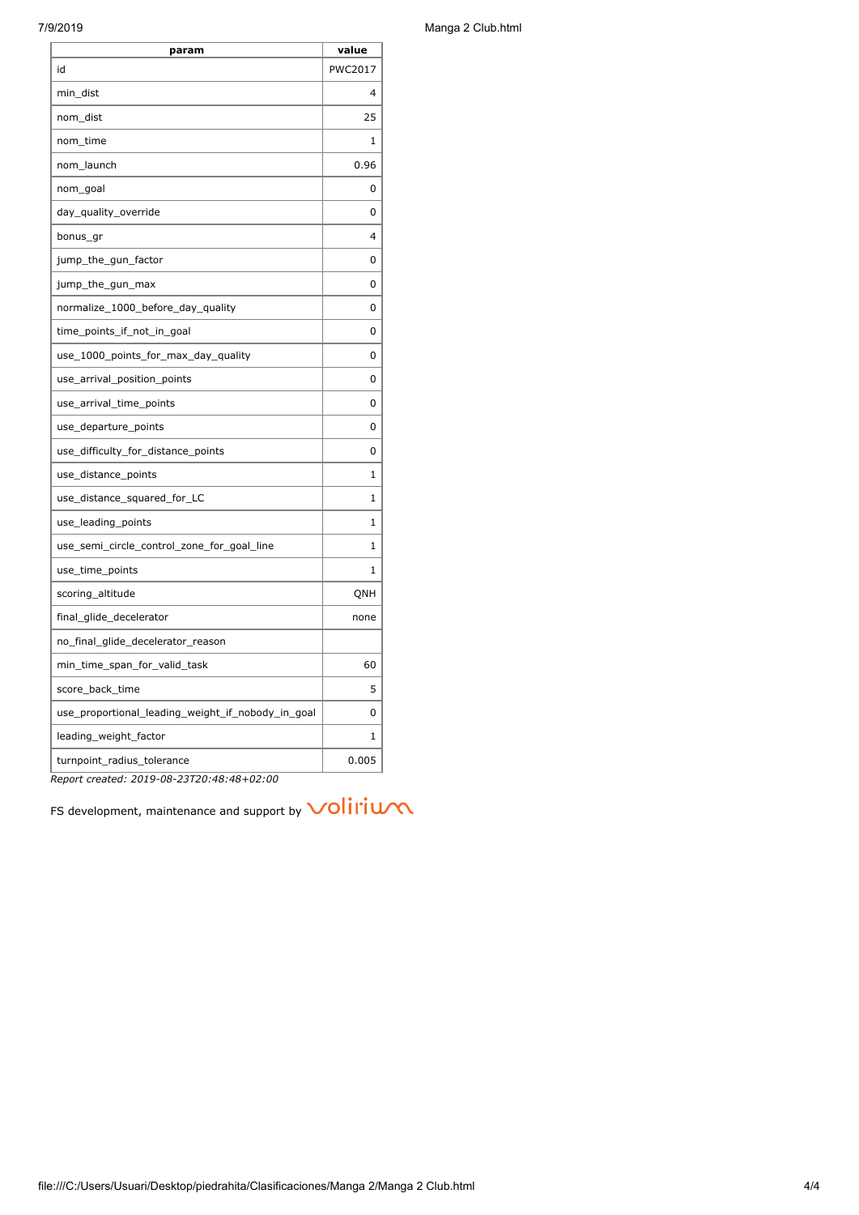| param | value |
|---|---|
| id | PWC2017 |
| min_dist | 4 |
| nom_dist | 25 |
| nom_time | 1 |
| nom_launch | 0.96 |
| nom_goal | 0 |
| day_quality_override | 0 |
| bonus_gr | 4 |
| jump_the_gun_factor | 0 |
| jump_the_gun_max | 0 |
| normalize_1000_before_day_quality | 0 |
| time_points_if_not_in_goal | 0 |
| use_1000_points_for_max_day_quality | 0 |
| use_arrival_position_points | 0 |
| use_arrival_time_points | 0 |
| use_departure_points | 0 |
| use_difficulty_for_distance_points | 0 |
| use_distance_points | 1 |
| use_distance_squared_for_LC | 1 |
| use_leading_points | 1 |
| use_semi_circle_control_zone_for_goal_line | 1 |
| use_time_points | 1 |
| scoring_altitude | QNH |
| final_glide_decelerator | none |
| no_final_glide_decelerator_reason | |
| min_time_span_for_valid_task | 60 |
| score_back_time | 5 |
| use_proportional_leading_weight_if_nobody_in_goal | 0 |
| leading_weight_factor | 1 |
| turnpoint_radius_tolerance | 0.005 |

*Report created: 2019-08-23T20:48:48+02:00*

FS development, maintenance and support by volirium